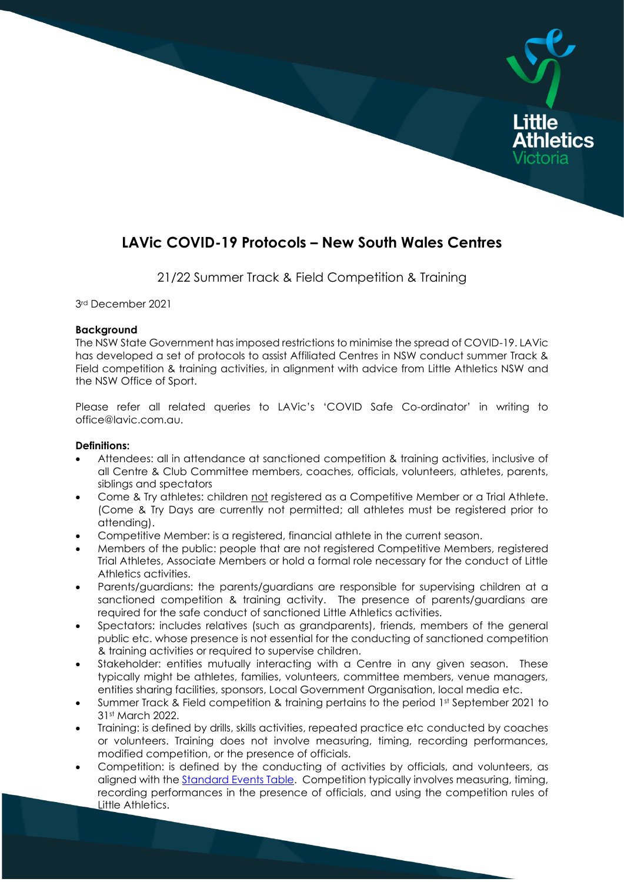# LAVic COVID-19 Protocols – New South Wales Centres

21/22 Summer Track & Field Competition & Training

3rd December 2021

**Background**

The NSW State Government has imposed restrictions to minimise the spread of COVID-19. LAVic has developed a set of protocols to assist Affiliated Centres in NSW conduct summer Track & Field competition & training activities, in alignment with advice from Little Athletics NSW and the NSW Office of Sport.

Please refer all related queries to LAVic's 'COVID Safe Co-ordinator' in writing to office@lavic.com.au.

**Definitions:**

- Attendees: all in attendance at sanctioned competition & training activities, inclusive of all Centre & Club Committee members, coaches, officials, volunteers, athletes, parents, siblings and spectators
- Come & Try athletes: children not registered as a Competitive Member or a Trial Athlete. (Come & Try Days are currently not permitted; all athletes must be registered prior to attending).
- Competitive Member: is a registered, financial athlete in the current season.
- Members of the public: people that are not registered Competitive Members, registered Trial Athletes, Associate Members or hold a formal role necessary for the conduct of Little Athletics activities.
- Parents/guardians: the parents/guardians are responsible for supervising children at a sanctioned competition & training activity. The presence of parents/guardians are required for the safe conduct of sanctioned Little Athletics activities.
- Spectators: includes relatives (such as grandparents), friends, members of the general public etc. whose presence is not essential for the conducting of sanctioned competition & training activities or required to supervise children.
- Stakeholder: entities mutually interacting with a Centre in any given season. These typically might be athletes, families, volunteers, committee members, venue managers, entities sharing facilities, sponsors, Local Government Organisation, local media etc.
- Summer Track & Field competition & training pertains to the period 1st September 2021 to 31st March 2022.
- Training: is defined by drills, skills activities, repeated practice etc conducted by coaches or volunteers. Training does not involve measuring, timing, recording performances, modified competition, or the presence of officials.
- Competition: is defined by the conducting of activities by officials, and volunteers, as aligned with the Standard Events Table. Competition typically involves measuring, timing, recording performances in the presence of officials, and using the competition rules of Little Athletics.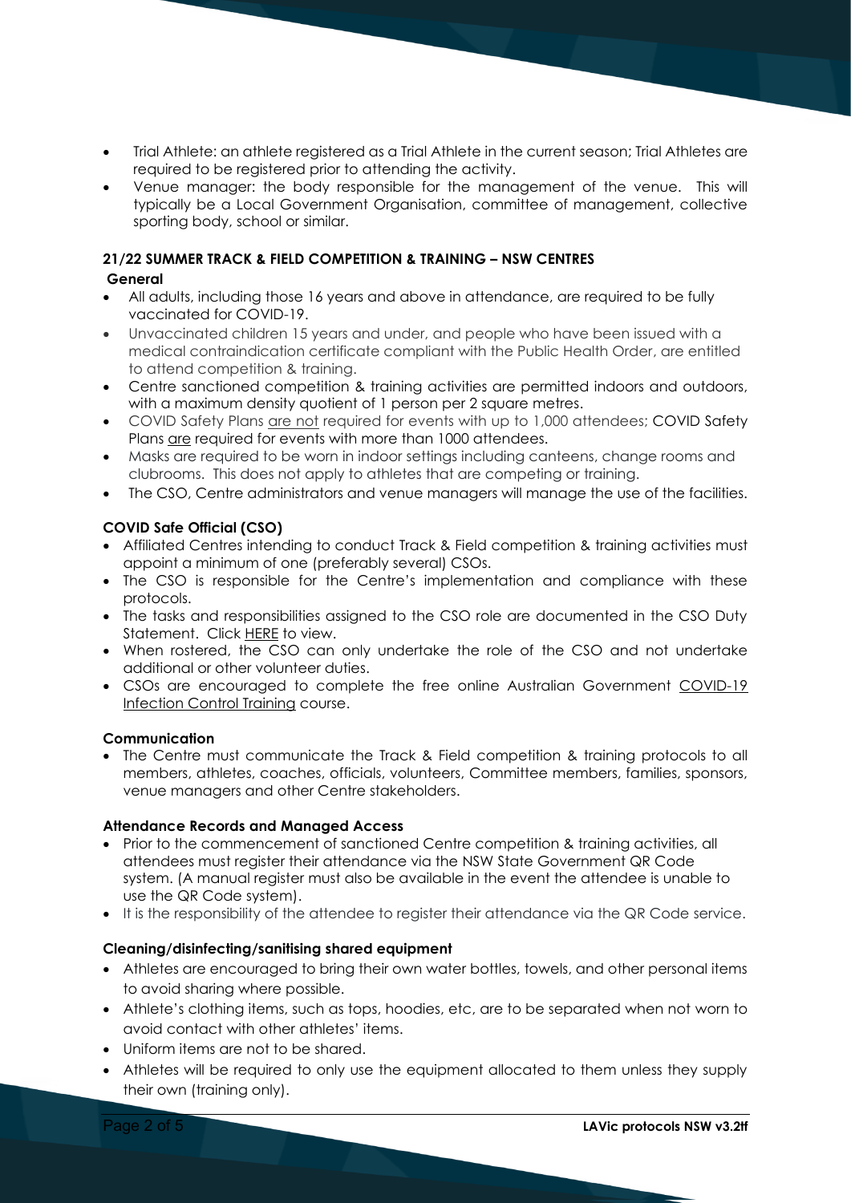- Trial Athlete: an athlete registered as a Trial Athlete in the current season; Trial Athletes are required to be registered prior to attending the activity.
- Venue manager: the body responsible for the management of the venue. This will typically be a Local Government Organisation, committee of management, collective sporting body, school or similar.

**21/22 SUMMER TRACK & FIELD COMPETITION & TRAINING – NSW CENTRES**

**General**

- All adults, including those 16 years and above in attendance, are required to be fully vaccinated for COVID-19.
- Unvaccinated children 15 years and under, and people who have been issued with a medical contraindication certificate compliant with the Public Health Order, are entitled to attend competition & training.
- Centre sanctioned competition & training activities are permitted indoors and outdoors, with a maximum density quotient of 1 person per 2 square metres.
- COVID Safety Plans are not required for events with up to 1,000 attendees; COVID Safety Plans are required for events with more than 1000 attendees.
- Masks are required to be worn in indoor settings including canteens, change rooms and clubrooms. This does not apply to athletes that are competing or training.
- The CSO, Centre administrators and venue managers will manage the use of the facilities.

**COVID Safe Official (CSO)**

- Affiliated Centres intending to conduct Track & Field competition & training activities must appoint a minimum of one (preferably several) CSOs.
- The CSO is responsible for the Centre's implementation and compliance with these protocols.
- The tasks and responsibilities assigned to the CSO role are documented in the CSO Duty Statement. Click HERE to view.
- When rostered, the CSO can only undertake the role of the CSO and not undertake additional or other volunteer duties.
- CSOs are encouraged to complete the free online Australian Government COVID-19 Infection Control Training course.

**Communication**

- The Centre must communicate the Track & Field competition & training protocols to all members, athletes, coaches, officials, volunteers, Committee members, families, sponsors, venue managers and other Centre stakeholders.

**Attendance Records and Managed Access**

- Prior to the commencement of sanctioned Centre competition & training activities, all attendees must register their attendance via the NSW State Government QR Code system. (A manual register must also be available in the event the attendee is unable to use the QR Code system).
- It is the responsibility of the attendee to register their attendance via the QR Code service.

**Cleaning/disinfecting/sanitising shared equipment**

- Athletes are encouraged to bring their own water bottles, towels, and other personal items to avoid sharing where possible.
- Athlete's clothing items, such as tops, hoodies, etc, are to be separated when not worn to avoid contact with other athletes' items.
- Uniform items are not to be shared.
- Athletes will be required to only use the equipment allocated to them unless they supply their own (training only).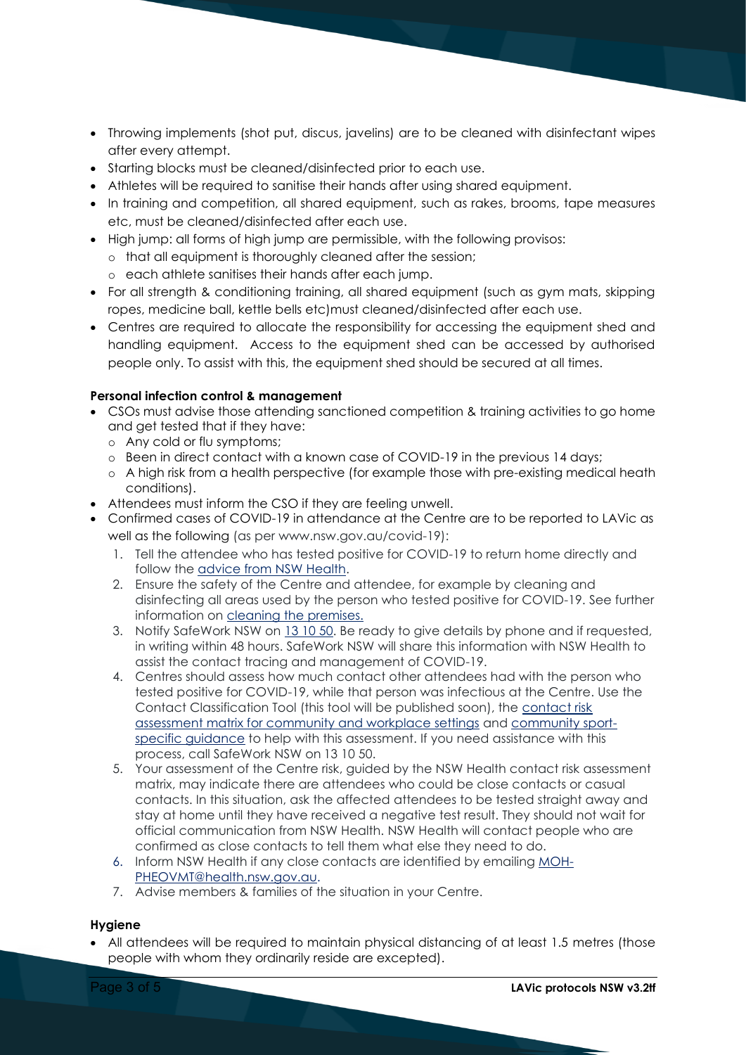- Throwing implements (shot put, discus, javelins) are to be cleaned with disinfectant wipes after every attempt.
- Starting blocks must be cleaned/disinfected prior to each use.
- Athletes will be required to sanitise their hands after using shared equipment.
- In training and competition, all shared equipment, such as rakes, brooms, tape measures etc, must be cleaned/disinfected after each use.
- High jump: all forms of high jump are permissible, with the following provisos:
  - that all equipment is thoroughly cleaned after the session;
  - each athlete sanitises their hands after each jump.
- For all strength & conditioning training, all shared equipment (such as gym mats, skipping ropes, medicine ball, kettle bells etc)must cleaned/disinfected after each use.
- Centres are required to allocate the responsibility for accessing the equipment shed and handling equipment. Access to the equipment shed can be accessed by authorised people only. To assist with this, the equipment shed should be secured at all times.

**Personal infection control & management**

- CSOs must advise those attending sanctioned competition & training activities to go home and get tested that if they have:
  - Any cold or flu symptoms;
  - Been in direct contact with a known case of COVID-19 in the previous 14 days;
  - A high risk from a health perspective (for example those with pre-existing medical heath conditions).
- Attendees must inform the CSO if they are feeling unwell.
- Confirmed cases of COVID-19 in attendance at the Centre are to be reported to LAVic as well as the following (as per www.nsw.gov.au/covid-19):
  1. Tell the attendee who has tested positive for COVID-19 to return home directly and follow the advice from NSW Health.
  2. Ensure the safety of the Centre and attendee, for example by cleaning and disinfecting all areas used by the person who tested positive for COVID-19. See further information on cleaning the premises.
  3. Notify SafeWork NSW on 13 10 50. Be ready to give details by phone and if requested, in writing within 48 hours. SafeWork NSW will share this information with NSW Health to assist the contact tracing and management of COVID-19.
  4. Centres should assess how much contact other attendees had with the person who tested positive for COVID-19, while that person was infectious at the Centre. Use the Contact Classification Tool (this tool will be published soon), the contact risk assessment matrix for community and workplace settings and community sport-specific guidance to help with this assessment. If you need assistance with this process, call SafeWork NSW on 13 10 50.
  5. Your assessment of the Centre risk, guided by the NSW Health contact risk assessment matrix, may indicate there are attendees who could be close contacts or casual contacts. In this situation, ask the affected attendees to be tested straight away and stay at home until they have received a negative test result. They should not wait for official communication from NSW Health. NSW Health will contact people who are confirmed as close contacts to tell them what else they need to do.
  6. Inform NSW Health if any close contacts are identified by emailing MOH-PHEOVMT@health.nsw.gov.au.
  7. Advise members & families of the situation in your Centre.

**Hygiene**

- All attendees will be required to maintain physical distancing of at least 1.5 metres (those people with whom they ordinarily reside are excepted).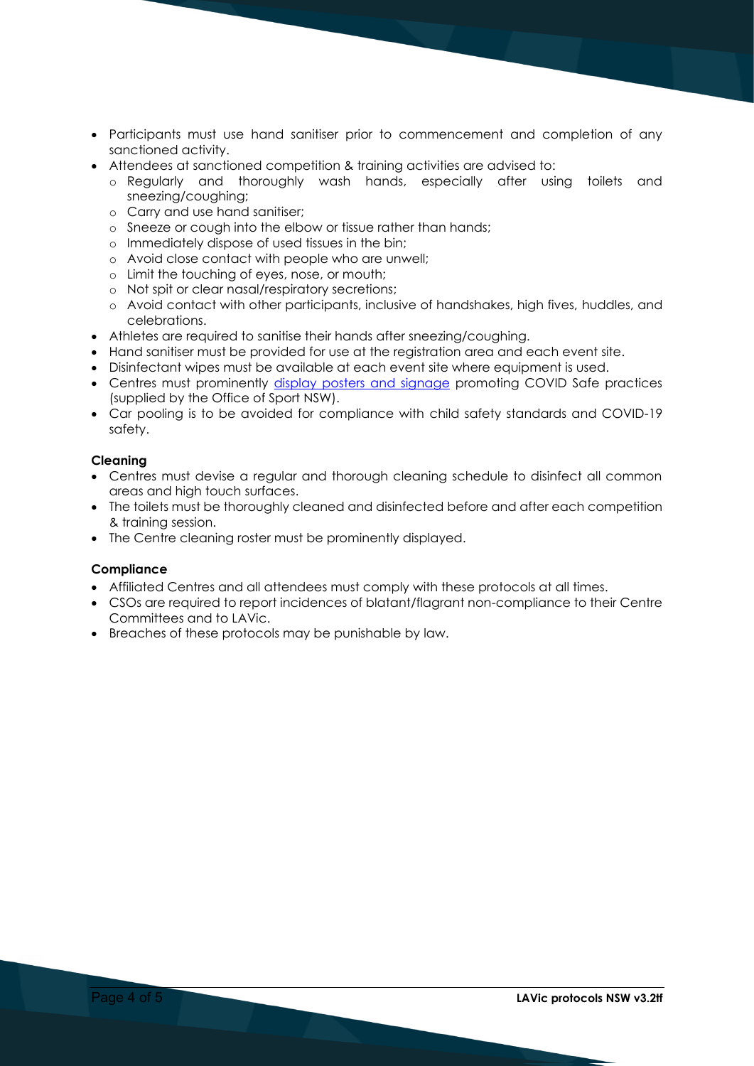- Participants must use hand sanitiser prior to commencement and completion of any sanctioned activity.
- Attendees at sanctioned competition & training activities are advised to:
  - Regularly and thoroughly wash hands, especially after using toilets and sneezing/coughing;
  - Carry and use hand sanitiser;
  - Sneeze or cough into the elbow or tissue rather than hands;
  - Immediately dispose of used tissues in the bin;
  - Avoid close contact with people who are unwell;
  - Limit the touching of eyes, nose, or mouth;
  - Not spit or clear nasal/respiratory secretions;
  - Avoid contact with other participants, inclusive of handshakes, high fives, huddles, and celebrations.
- Athletes are required to sanitise their hands after sneezing/coughing.
- Hand sanitiser must be provided for use at the registration area and each event site.
- Disinfectant wipes must be available at each event site where equipment is used.
- Centres must prominently display posters and signage promoting COVID Safe practices (supplied by the Office of Sport NSW).
- Car pooling is to be avoided for compliance with child safety standards and COVID-19 safety.

**Cleaning**

- Centres must devise a regular and thorough cleaning schedule to disinfect all common areas and high touch surfaces.
- The toilets must be thoroughly cleaned and disinfected before and after each competition & training session.
- The Centre cleaning roster must be prominently displayed.

**Compliance**

- Affiliated Centres and all attendees must comply with these protocols at all times.
- CSOs are required to report incidences of blatant/flagrant non-compliance to their Centre Committees and to LAVic.
- Breaches of these protocols may be punishable by law.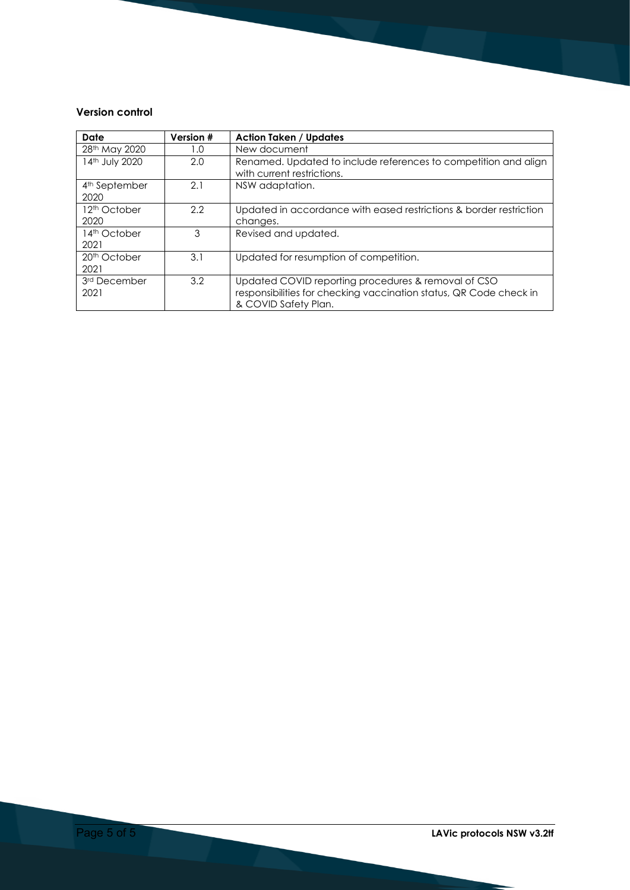**Version control**

| Date | Version # | Action Taken / Updates |
|---|---|---|
| 28th May 2020 | 1.0 | New document |
| 14th July 2020 | 2.0 | Renamed. Updated to include references to competition and align with current restrictions. |
| 4th September 2020 | 2.1 | NSW adaptation. |
| 12th October 2020 | 2.2 | Updated in accordance with eased restrictions & border restriction changes. |
| 14th October 2021 | 3 | Revised and updated. |
| 20th October 2021 | 3.1 | Updated for resumption of competition. |
| 3rd December 2021 | 3.2 | Updated COVID reporting procedures & removal of CSO responsibilities for checking vaccination status, QR Code check in & COVID Safety Plan. |